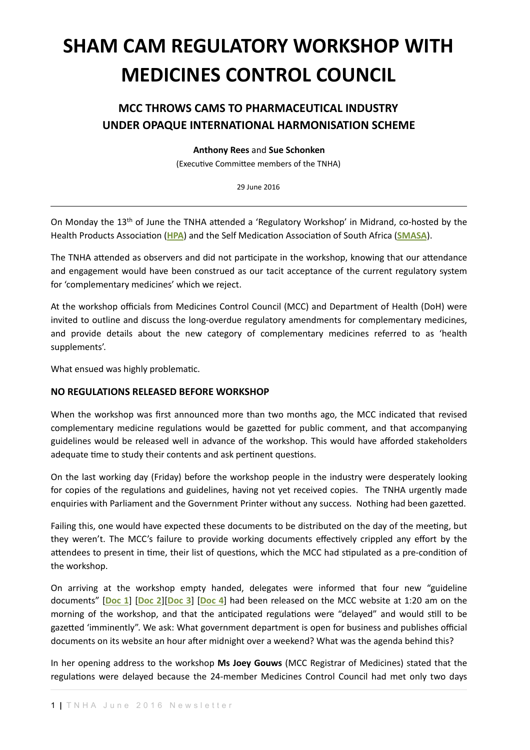# SHAM CAM REGULATORY WORKSHOP WITH MEDICINES CONTROL COUNCIL

## MCC THROWS CAMS TO PHARMACEUTICAL INDUSTRY UNDER OPAQUE INTERNATIONAL HARMONISATION SCHEME

**Anthony Rees** and **Sue Schonken**

(Executive Committee members of the TNHA)

29 June 2016

---

On Monday the 13th of June the TNHA attended a 'Regulatory Workshop' in Midrand, co-hosted by the Health Products Association (**HPA**) and the Self Medication Association of South Africa (**SMASA**).

The TNHA attended as observers and did not participate in the workshop, knowing that our attendance and engagement would have been construed as our tacit acceptance of the current regulatory system for 'complementary medicines' which we reject.

At the workshop officials from Medicines Control Council (MCC) and Department of Health (DoH) were invited to outline and discuss the long-overdue regulatory amendments for complementary medicines, and provide details about the new category of complementary medicines referred to as 'health supplements'.

What ensued was highly problematic.

### NO REGULATIONS RELEASED BEFORE WORKSHOP

When the workshop was first announced more than two months ago, the MCC indicated that revised complementary medicine regulations would be gazetted for public comment, and that accompanying guidelines would be released well in advance of the workshop. This would have afforded stakeholders adequate time to study their contents and ask pertinent questions.

On the last working day (Friday) before the workshop people in the industry were desperately looking for copies of the regulations and guidelines, having not yet received copies. The TNHA urgently made enquiries with Parliament and the Government Printer without any success. Nothing had been gazetted.

Failing this, one would have expected these documents to be distributed on the day of the meeting, but they weren't. The MCC's failure to provide working documents effectively crippled any effort by the attendees to present in time, their list of questions, which the MCC had stipulated as a pre-condition of the workshop.

On arriving at the workshop empty handed, delegates were informed that four new "guideline documents" [**Doc 1**] [**Doc 2**][**Doc 3**] [**Doc 4**] had been released on the MCC website at 1:20 am on the morning of the workshop, and that the anticipated regulations were "delayed" and would still to be gazetted 'imminently". We ask: What government department is open for business and publishes official documents on its website an hour after midnight over a weekend? What was the agenda behind this?

In her opening address to the workshop **Ms Joey Gouws** (MCC Registrar of Medicines) stated that the regulations were delayed because the 24-member Medicines Control Council had met only two days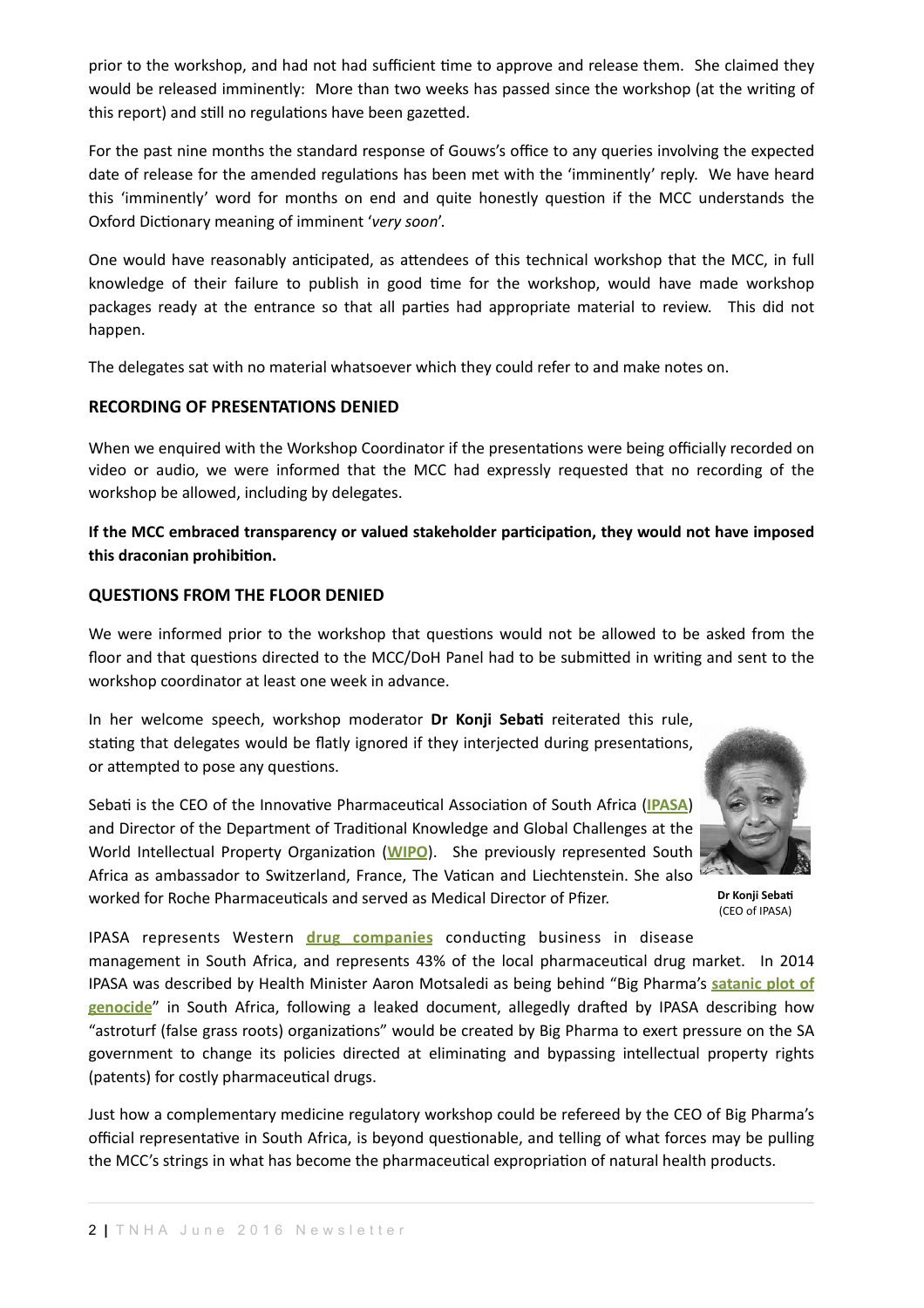prior to the workshop, and had not had sufficient time to approve and release them. She claimed they would be released imminently: More than two weeks has passed since the workshop (at the writing of this report) and still no regulations have been gazetted.

For the past nine months the standard response of Gouws's office to any queries involving the expected date of release for the amended regulations has been met with the 'imminently' reply. We have heard this 'imminently' word for months on end and quite honestly question if the MCC understands the Oxford Dictionary meaning of imminent '*very soon*'.

One would have reasonably anticipated, as attendees of this technical workshop that the MCC, in full knowledge of their failure to publish in good time for the workshop, would have made workshop packages ready at the entrance so that all parties had appropriate material to review. This did not happen.

The delegates sat with no material whatsoever which they could refer to and make notes on.

### RECORDING OF PRESENTATIONS DENIED

When we enquired with the Workshop Coordinator if the presentations were being officially recorded on video or audio, we were informed that the MCC had expressly requested that no recording of the workshop be allowed, including by delegates.

**If the MCC embraced transparency or valued stakeholder participation, they would not have imposed this draconian prohibition.**

### QUESTIONS FROM THE FLOOR DENIED

We were informed prior to the workshop that questions would not be allowed to be asked from the floor and that questions directed to the MCC/DoH Panel had to be submitted in writing and sent to the workshop coordinator at least one week in advance.

In her welcome speech, workshop moderator **Dr Konji Sebati** reiterated this rule, stating that delegates would be flatly ignored if they interjected during presentations, or attempted to pose any questions.

Sebati is the CEO of the Innovative Pharmaceutical Association of South Africa (**IPASA**) and Director of the Department of Traditional Knowledge and Global Challenges at the World Intellectual Property Organization (**WIPO**). She previously represented South Africa as ambassador to Switzerland, France, The Vatican and Liechtenstein. She also worked for Roche Pharmaceuticals and served as Medical Director of Pfizer.

**Dr Konji Sebati**
(CEO of IPASA)

IPASA represents Western **drug companies** conducting business in disease management in South Africa, and represents 43% of the local pharmaceutical drug market. In 2014 IPASA was described by Health Minister Aaron Motsaledi as being behind "Big Pharma's **satanic plot of genocide**" in South Africa, following a leaked document, allegedly drafted by IPASA describing how "astroturf (false grass roots) organizations" would be created by Big Pharma to exert pressure on the SA government to change its policies directed at eliminating and bypassing intellectual property rights (patents) for costly pharmaceutical drugs.

Just how a complementary medicine regulatory workshop could be refereed by the CEO of Big Pharma's official representative in South Africa, is beyond questionable, and telling of what forces may be pulling the MCC's strings in what has become the pharmaceutical expropriation of natural health products.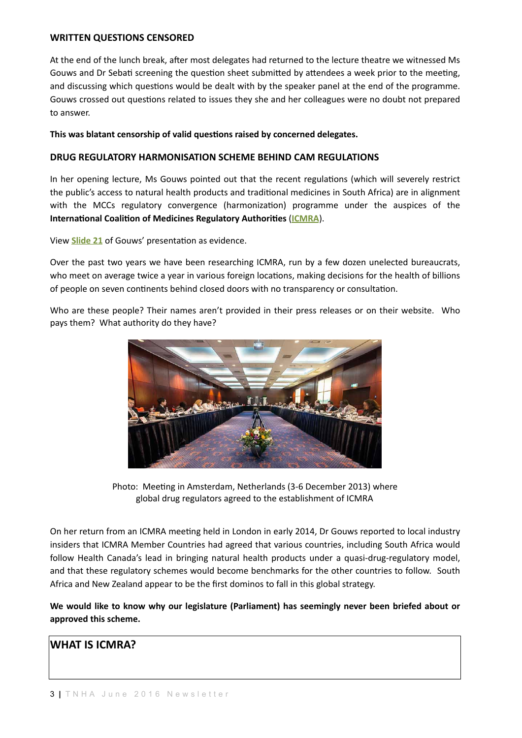## WRITTEN QUESTIONS CENSORED

At the end of the lunch break, after most delegates had returned to the lecture theatre we witnessed Ms Gouws and Dr Sebati screening the question sheet submitted by attendees a week prior to the meeting, and discussing which questions would be dealt with by the speaker panel at the end of the programme. Gouws crossed out questions related to issues they she and her colleagues were no doubt not prepared to answer.

**This was blatant censorship of valid questions raised by concerned delegates.**

## DRUG REGULATORY HARMONISATION SCHEME BEHIND CAM REGULATIONS

In her opening lecture, Ms Gouws pointed out that the recent regulations (which will severely restrict the public's access to natural health products and traditional medicines in South Africa) are in alignment with the MCCs regulatory convergence (harmonization) programme under the auspices of the **International Coalition of Medicines Regulatory Authorities** (**ICMRA**).

View **Slide 21** of Gouws' presentation as evidence.

Over the past two years we have been researching ICMRA, run by a few dozen unelected bureaucrats, who meet on average twice a year in various foreign locations, making decisions for the health of billions of people on seven continents behind closed doors with no transparency or consultation.

Who are these people? Their names aren't provided in their press releases or on their website. Who pays them? What authority do they have?

Photo: Meeting in Amsterdam, Netherlands (3-6 December 2013) where global drug regulators agreed to the establishment of ICMRA

On her return from an ICMRA meeting held in London in early 2014, Dr Gouws reported to local industry insiders that ICMRA Member Countries had agreed that various countries, including South Africa would follow Health Canada's lead in bringing natural health products under a quasi-drug-regulatory model, and that these regulatory schemes would become benchmarks for the other countries to follow. South Africa and New Zealand appear to be the first dominos to fall in this global strategy.

**We would like to know why our legislature (Parliament) has seemingly never been briefed about or approved this scheme.**

## WHAT IS ICMRA?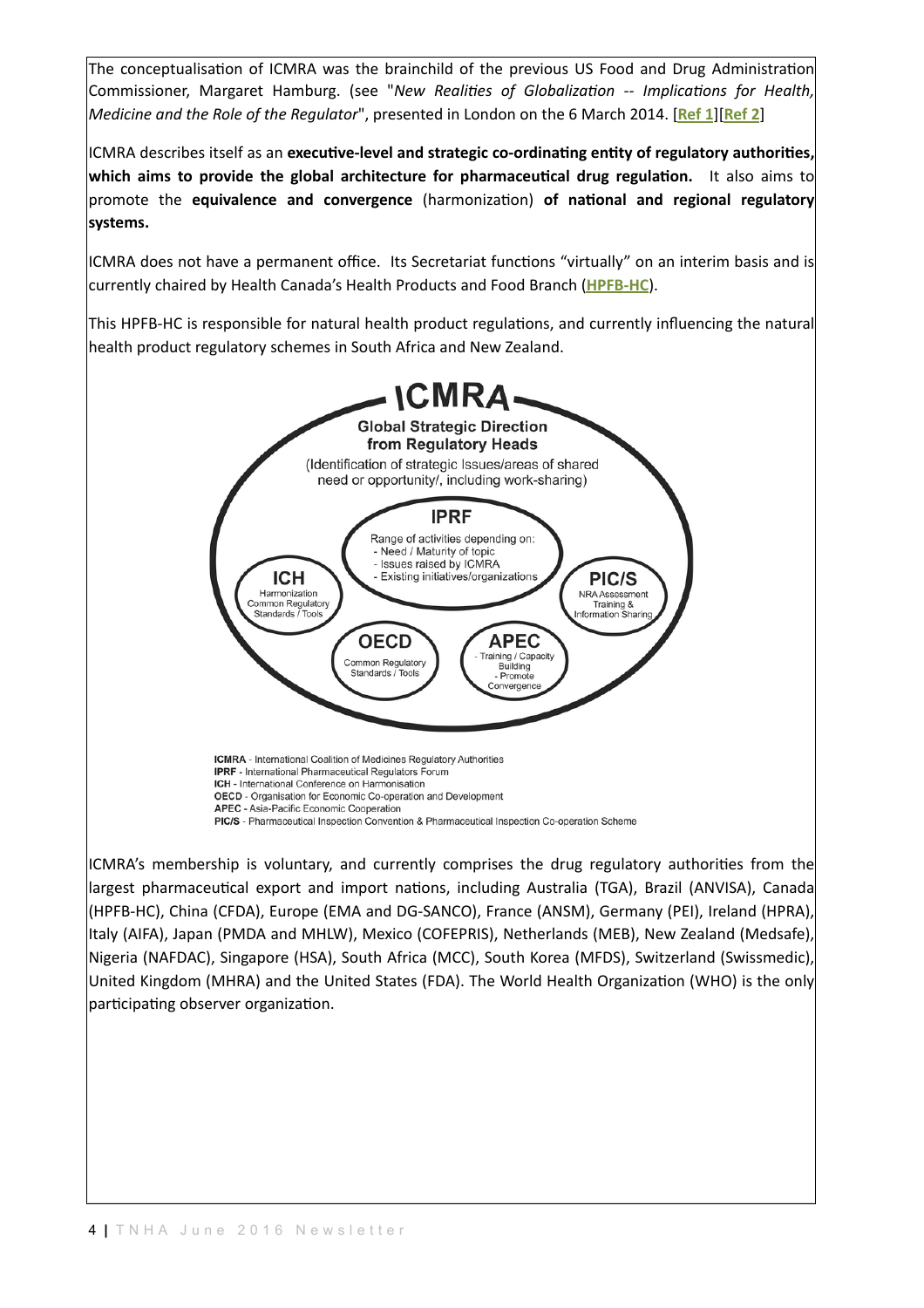The conceptualisation of ICMRA was the brainchild of the previous US Food and Drug Administration Commissioner, Margaret Hamburg. (see "*New Realities of Globalization -- Implications for Health, Medicine and the Role of the Regulator*", presented in London on the 6 March 2014. [Ref 1][Ref 2]

ICMRA describes itself as an **executive-level and strategic co-ordinating entity of regulatory authorities, which aims to provide the global architecture for pharmaceutical drug regulation.** It also aims to promote the **equivalence and convergence** (harmonization) **of national and regional regulatory systems.**

ICMRA does not have a permanent office. Its Secretariat functions "virtually" on an interim basis and is currently chaired by Health Canada's Health Products and Food Branch (HPFB-HC).

This HPFB-HC is responsible for natural health product regulations, and currently influencing the natural health product regulatory schemes in South Africa and New Zealand.

**ICMRA**
**Global Strategic Direction from Regulatory Heads**
(Identification of strategic Issues/areas of shared need or opportunity/, including work-sharing)

**IPRF**
Range of activities depending on:
- Need / Maturity of topic
- Issues raised by ICMRA
- Existing initiatives/organizations

**ICH**
Harmonization
Common Regulatory Standards / Tools

**PIC/S**
NRA Assessment
Training & Information Sharing

**OECD**
Common Regulatory Standards / Tools

**APEC**
- Training / Capacity Building
- Promote Convergence

**ICMRA** - International Coalition of Medicines Regulatory Authorities
**IPRF** - International Pharmaceutical Regulators Forum
**ICH** - International Conference on Harmonisation
**OECD** - Organisation for Economic Co-operation and Development
**APEC** - Asia-Pacific Economic Cooperation
**PIC/S** - Pharmaceutical Inspection Convention & Pharmaceutical Inspection Co-operation Scheme

ICMRA's membership is voluntary, and currently comprises the drug regulatory authorities from the largest pharmaceutical export and import nations, including Australia (TGA), Brazil (ANVISA), Canada (HPFB-HC), China (CFDA), Europe (EMA and DG-SANCO), France (ANSM), Germany (PEI), Ireland (HPRA), Italy (AIFA), Japan (PMDA and MHLW), Mexico (COFEPRIS), Netherlands (MEB), New Zealand (Medsafe), Nigeria (NAFDAC), Singapore (HSA), South Africa (MCC), South Korea (MFDS), Switzerland (Swissmedic), United Kingdom (MHRA) and the United States (FDA). The World Health Organization (WHO) is the only participating observer organization.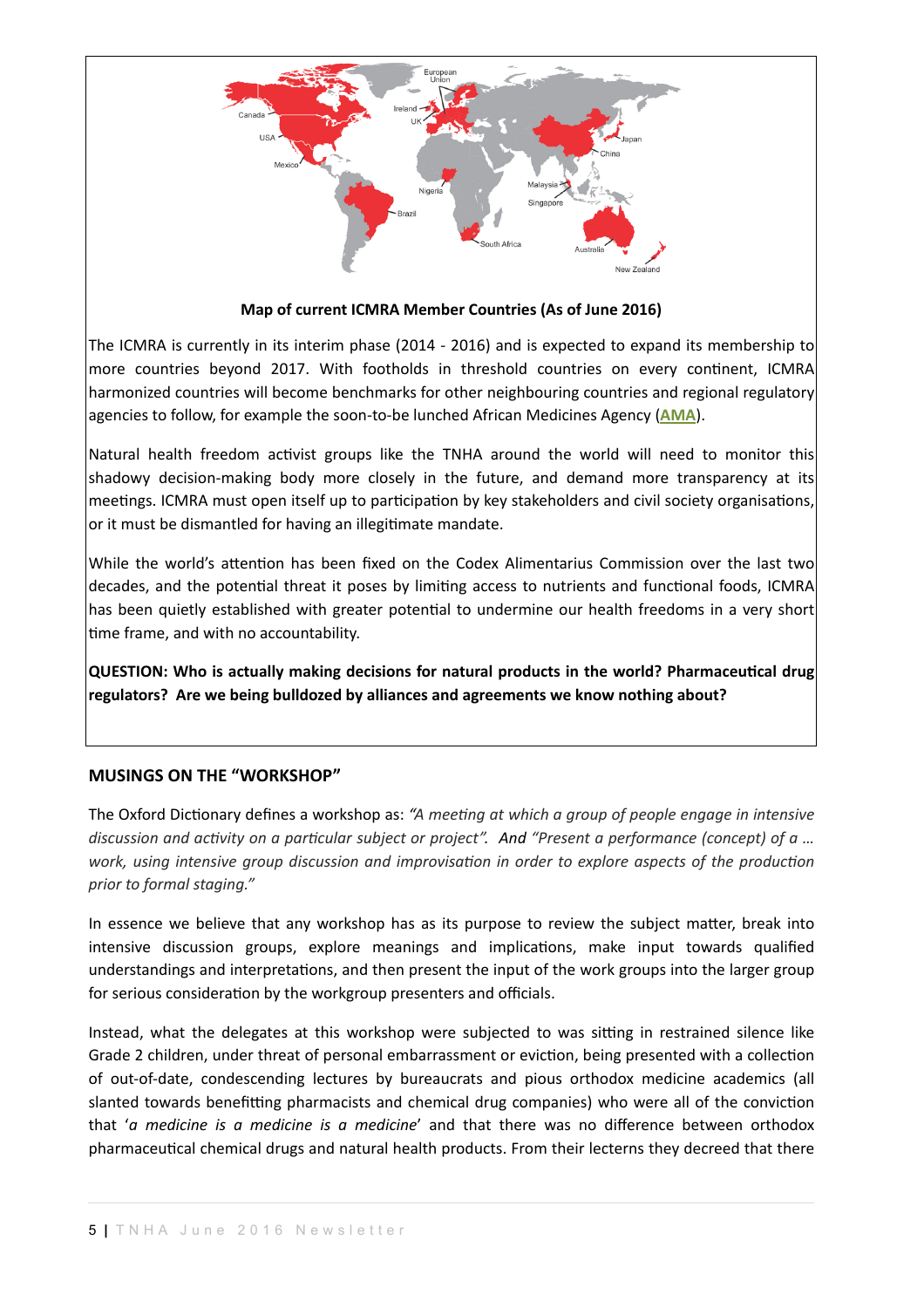**Map of current ICMRA Member Countries (As of June 2016)**

The ICMRA is currently in its interim phase (2014 - 2016) and is expected to expand its membership to more countries beyond 2017. With footholds in threshold countries on every continent, ICMRA harmonized countries will become benchmarks for other neighbouring countries and regional regulatory agencies to follow, for example the soon-to-be lunched African Medicines Agency (**AMA**).

Natural health freedom activist groups like the TNHA around the world will need to monitor this shadowy decision-making body more closely in the future, and demand more transparency at its meetings. ICMRA must open itself up to participation by key stakeholders and civil society organisations, or it must be dismantled for having an illegitimate mandate.

While the world's attention has been fixed on the Codex Alimentarius Commission over the last two decades, and the potential threat it poses by limiting access to nutrients and functional foods, ICMRA has been quietly established with greater potential to undermine our health freedoms in a very short time frame, and with no accountability.

**QUESTION: Who is actually making decisions for natural products in the world? Pharmaceutical drug regulators? Are we being bulldozed by alliances and agreements we know nothing about?**

## MUSINGS ON THE "WORKSHOP"

The Oxford Dictionary defines a workshop as: *"A meeting at which a group of people engage in intensive discussion and activity on a particular subject or project".* And *"Present a performance (concept) of a … work, using intensive group discussion and improvisation in order to explore aspects of the production prior to formal staging."*

In essence we believe that any workshop has as its purpose to review the subject matter, break into intensive discussion groups, explore meanings and implications, make input towards qualified understandings and interpretations, and then present the input of the work groups into the larger group for serious consideration by the workgroup presenters and officials.

Instead, what the delegates at this workshop were subjected to was sitting in restrained silence like Grade 2 children, under threat of personal embarrassment or eviction, being presented with a collection of out-of-date, condescending lectures by bureaucrats and pious orthodox medicine academics (all slanted towards benefitting pharmacists and chemical drug companies) who were all of the conviction that '*a medicine is a medicine is a medicine*' and that there was no difference between orthodox pharmaceutical chemical drugs and natural health products. From their lecterns they decreed that there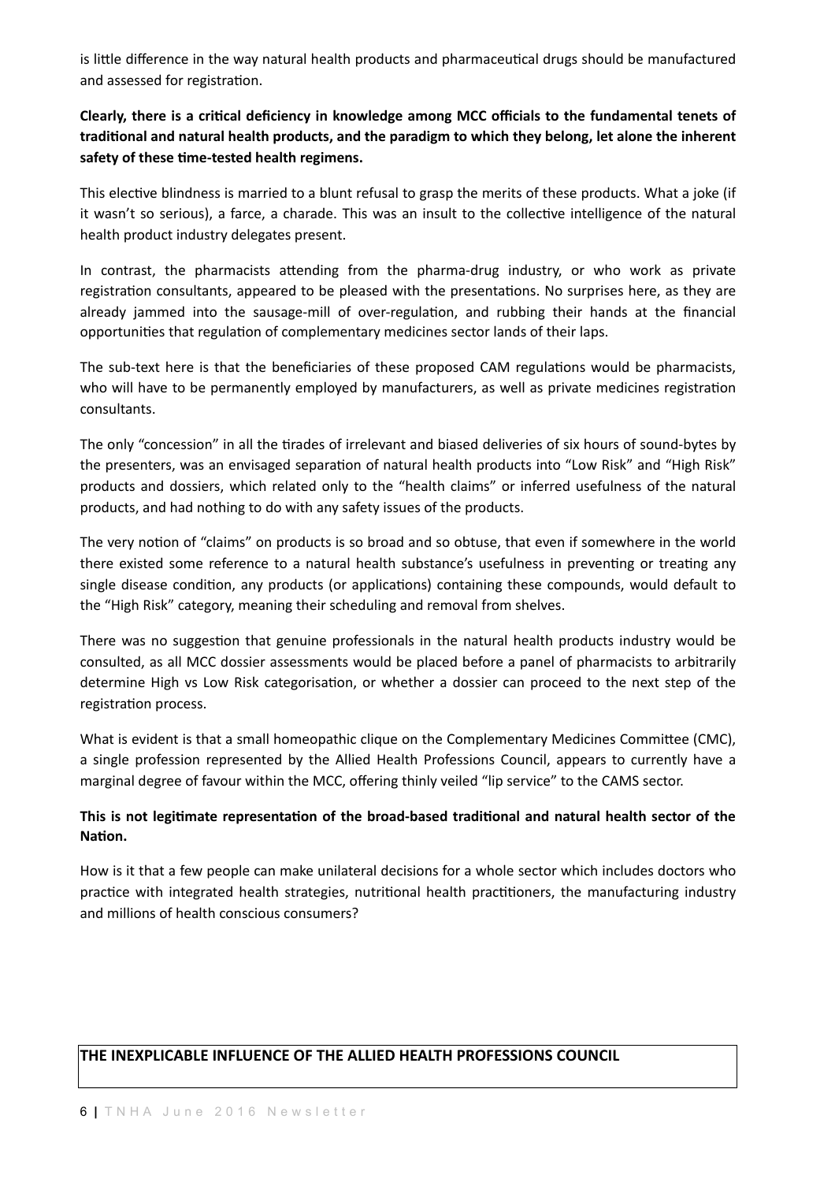is little difference in the way natural health products and pharmaceutical drugs should be manufactured and assessed for registration.

**Clearly, there is a critical deficiency in knowledge among MCC officials to the fundamental tenets of traditional and natural health products, and the paradigm to which they belong, let alone the inherent safety of these time-tested health regimens.**

This elective blindness is married to a blunt refusal to grasp the merits of these products. What a joke (if it wasn't so serious), a farce, a charade. This was an insult to the collective intelligence of the natural health product industry delegates present.

In contrast, the pharmacists attending from the pharma-drug industry, or who work as private registration consultants, appeared to be pleased with the presentations. No surprises here, as they are already jammed into the sausage-mill of over-regulation, and rubbing their hands at the financial opportunities that regulation of complementary medicines sector lands of their laps.

The sub-text here is that the beneficiaries of these proposed CAM regulations would be pharmacists, who will have to be permanently employed by manufacturers, as well as private medicines registration consultants.

The only "concession" in all the tirades of irrelevant and biased deliveries of six hours of sound-bytes by the presenters, was an envisaged separation of natural health products into "Low Risk" and "High Risk" products and dossiers, which related only to the "health claims" or inferred usefulness of the natural products, and had nothing to do with any safety issues of the products.

The very notion of "claims" on products is so broad and so obtuse, that even if somewhere in the world there existed some reference to a natural health substance's usefulness in preventing or treating any single disease condition, any products (or applications) containing these compounds, would default to the "High Risk" category, meaning their scheduling and removal from shelves.

There was no suggestion that genuine professionals in the natural health products industry would be consulted, as all MCC dossier assessments would be placed before a panel of pharmacists to arbitrarily determine High vs Low Risk categorisation, or whether a dossier can proceed to the next step of the registration process.

What is evident is that a small homeopathic clique on the Complementary Medicines Committee (CMC), a single profession represented by the Allied Health Professions Council, appears to currently have a marginal degree of favour within the MCC, offering thinly veiled "lip service" to the CAMS sector.

**This is not legitimate representation of the broad-based traditional and natural health sector of the Nation.**

How is it that a few people can make unilateral decisions for a whole sector which includes doctors who practice with integrated health strategies, nutritional health practitioners, the manufacturing industry and millions of health conscious consumers?

## THE INEXPLICABLE INFLUENCE OF THE ALLIED HEALTH PROFESSIONS COUNCIL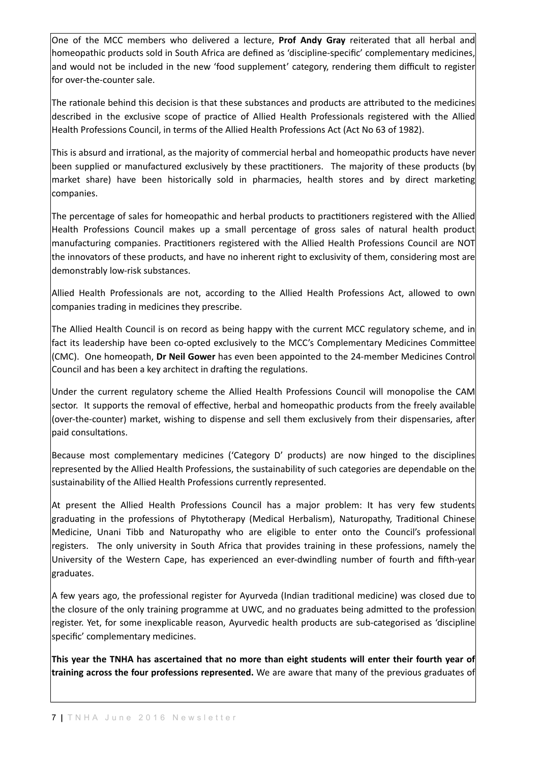One of the MCC members who delivered a lecture, **Prof Andy Gray** reiterated that all herbal and homeopathic products sold in South Africa are defined as 'discipline-specific' complementary medicines, and would not be included in the new 'food supplement' category, rendering them difficult to register for over-the-counter sale.

The rationale behind this decision is that these substances and products are attributed to the medicines described in the exclusive scope of practice of Allied Health Professionals registered with the Allied Health Professions Council, in terms of the Allied Health Professions Act (Act No 63 of 1982).

This is absurd and irrational, as the majority of commercial herbal and homeopathic products have never been supplied or manufactured exclusively by these practitioners. The majority of these products (by market share) have been historically sold in pharmacies, health stores and by direct marketing companies.

The percentage of sales for homeopathic and herbal products to practitioners registered with the Allied Health Professions Council makes up a small percentage of gross sales of natural health product manufacturing companies. Practitioners registered with the Allied Health Professions Council are NOT the innovators of these products, and have no inherent right to exclusivity of them, considering most are demonstrably low-risk substances.

Allied Health Professionals are not, according to the Allied Health Professions Act, allowed to own companies trading in medicines they prescribe.

The Allied Health Council is on record as being happy with the current MCC regulatory scheme, and in fact its leadership have been co-opted exclusively to the MCC's Complementary Medicines Committee (CMC). One homeopath, **Dr Neil Gower** has even been appointed to the 24-member Medicines Control Council and has been a key architect in drafting the regulations.

Under the current regulatory scheme the Allied Health Professions Council will monopolise the CAM sector. It supports the removal of effective, herbal and homeopathic products from the freely available (over-the-counter) market, wishing to dispense and sell them exclusively from their dispensaries, after paid consultations.

Because most complementary medicines ('Category D' products) are now hinged to the disciplines represented by the Allied Health Professions, the sustainability of such categories are dependable on the sustainability of the Allied Health Professions currently represented.

At present the Allied Health Professions Council has a major problem: It has very few students graduating in the professions of Phytotherapy (Medical Herbalism), Naturopathy, Traditional Chinese Medicine, Unani Tibb and Naturopathy who are eligible to enter onto the Council's professional registers. The only university in South Africa that provides training in these professions, namely the University of the Western Cape, has experienced an ever-dwindling number of fourth and fifth-year graduates.

A few years ago, the professional register for Ayurveda (Indian traditional medicine) was closed due to the closure of the only training programme at UWC, and no graduates being admitted to the profession register. Yet, for some inexplicable reason, Ayurvedic health products are sub-categorised as 'discipline specific' complementary medicines.

**This year the TNHA has ascertained that no more than eight students will enter their fourth year of training across the four professions represented.** We are aware that many of the previous graduates of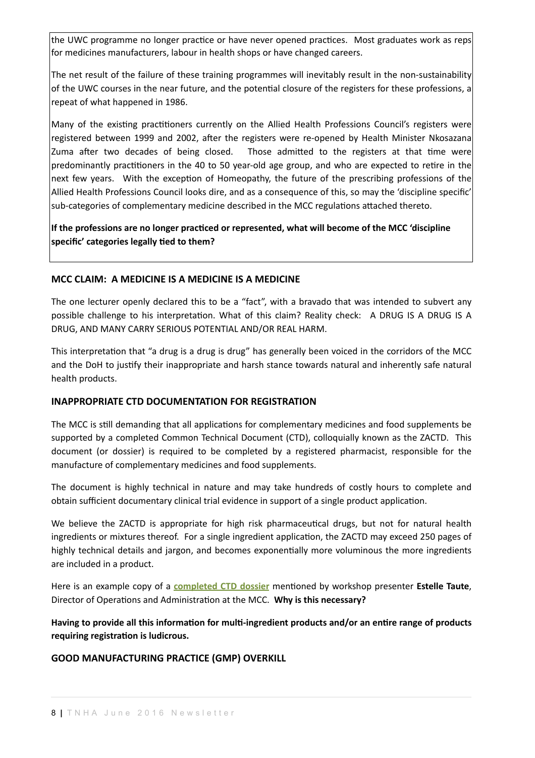the UWC programme no longer practice or have never opened practices. Most graduates work as reps for medicines manufacturers, labour in health shops or have changed careers.

The net result of the failure of these training programmes will inevitably result in the non-sustainability of the UWC courses in the near future, and the potential closure of the registers for these professions, a repeat of what happened in 1986.

Many of the existing practitioners currently on the Allied Health Professions Council's registers were registered between 1999 and 2002, after the registers were re-opened by Health Minister Nkosazana Zuma after two decades of being closed. Those admitted to the registers at that time were predominantly practitioners in the 40 to 50 year-old age group, and who are expected to retire in the next few years. With the exception of Homeopathy, the future of the prescribing professions of the Allied Health Professions Council looks dire, and as a consequence of this, so may the 'discipline specific' sub-categories of complementary medicine described in the MCC regulations attached thereto.

**If the professions are no longer practiced or represented, what will become of the MCC 'discipline specific' categories legally tied to them?**

### MCC CLAIM: A MEDICINE IS A MEDICINE IS A MEDICINE

The one lecturer openly declared this to be a "fact", with a bravado that was intended to subvert any possible challenge to his interpretation. What of this claim? Reality check: A DRUG IS A DRUG IS A DRUG, AND MANY CARRY SERIOUS POTENTIAL AND/OR REAL HARM.

This interpretation that "a drug is a drug is drug" has generally been voiced in the corridors of the MCC and the DoH to justify their inappropriate and harsh stance towards natural and inherently safe natural health products.

### INAPPROPRIATE CTD DOCUMENTATION FOR REGISTRATION

The MCC is still demanding that all applications for complementary medicines and food supplements be supported by a completed Common Technical Document (CTD), colloquially known as the ZACTD. This document (or dossier) is required to be completed by a registered pharmacist, responsible for the manufacture of complementary medicines and food supplements.

The document is highly technical in nature and may take hundreds of costly hours to complete and obtain sufficient documentary clinical trial evidence in support of a single product application.

We believe the ZACTD is appropriate for high risk pharmaceutical drugs, but not for natural health ingredients or mixtures thereof. For a single ingredient application, the ZACTD may exceed 250 pages of highly technical details and jargon, and becomes exponentially more voluminous the more ingredients are included in a product.

Here is an example copy of a **completed CTD dossier** mentioned by workshop presenter **Estelle Taute**, Director of Operations and Administration at the MCC. **Why is this necessary?**

**Having to provide all this information for multi-ingredient products and/or an entire range of products requiring registration is ludicrous.**

### GOOD MANUFACTURING PRACTICE (GMP) OVERKILL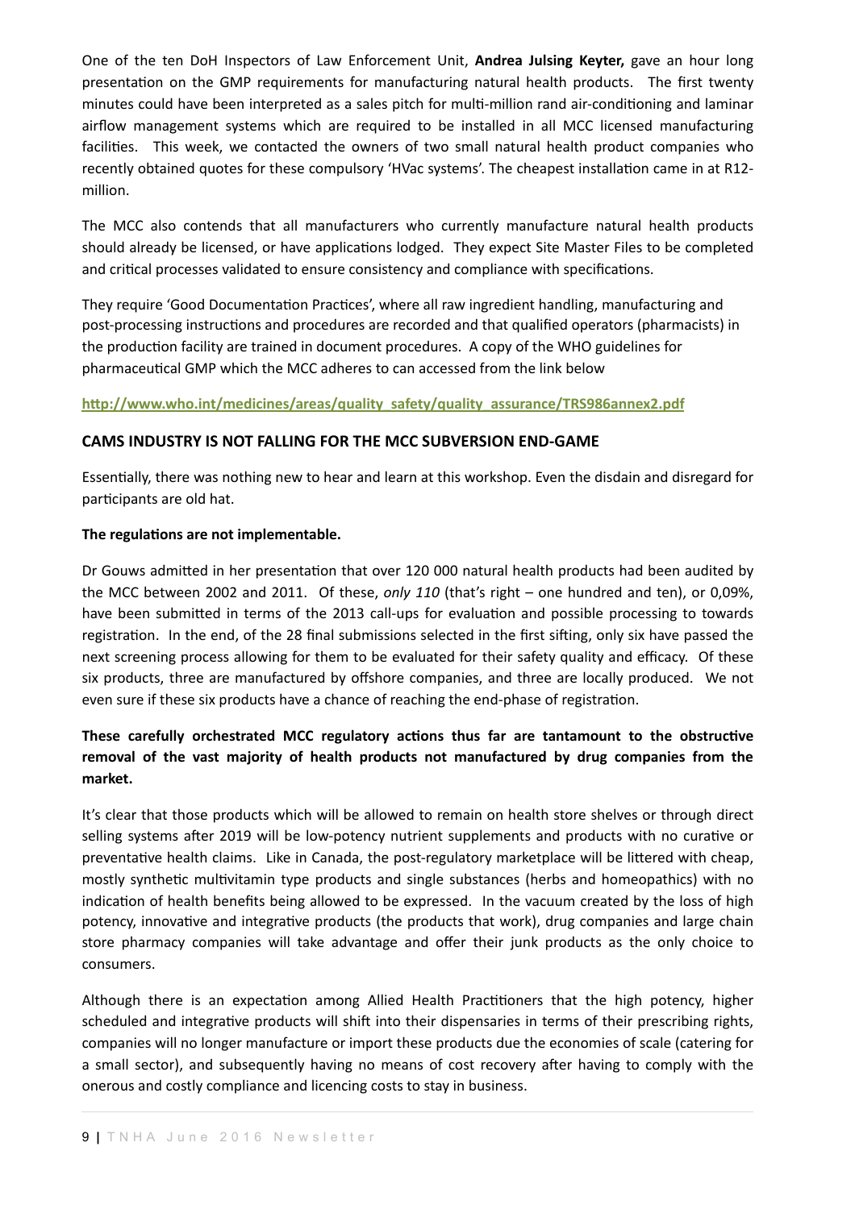One of the ten DoH Inspectors of Law Enforcement Unit, **Andrea Julsing Keyter,** gave an hour long presentation on the GMP requirements for manufacturing natural health products. The first twenty minutes could have been interpreted as a sales pitch for multi-million rand air-conditioning and laminar airflow management systems which are required to be installed in all MCC licensed manufacturing facilities. This week, we contacted the owners of two small natural health product companies who recently obtained quotes for these compulsory 'HVac systems'. The cheapest installation came in at R12-million.

The MCC also contends that all manufacturers who currently manufacture natural health products should already be licensed, or have applications lodged. They expect Site Master Files to be completed and critical processes validated to ensure consistency and compliance with specifications.

They require 'Good Documentation Practices', where all raw ingredient handling, manufacturing and post-processing instructions and procedures are recorded and that qualified operators (pharmacists) in the production facility are trained in document procedures. A copy of the WHO guidelines for pharmaceutical GMP which the MCC adheres to can accessed from the link below

**http://www.who.int/medicines/areas/quality_safety/quality_assurance/TRS986annex2.pdf**

## CAMS INDUSTRY IS NOT FALLING FOR THE MCC SUBVERSION END-GAME

Essentially, there was nothing new to hear and learn at this workshop. Even the disdain and disregard for participants are old hat.

**The regulations are not implementable.**

Dr Gouws admitted in her presentation that over 120 000 natural health products had been audited by the MCC between 2002 and 2011. Of these, *only 110* (that's right – one hundred and ten), or 0,09%, have been submitted in terms of the 2013 call-ups for evaluation and possible processing to towards registration. In the end, of the 28 final submissions selected in the first sifting, only six have passed the next screening process allowing for them to be evaluated for their safety quality and efficacy. Of these six products, three are manufactured by offshore companies, and three are locally produced. We not even sure if these six products have a chance of reaching the end-phase of registration.

**These carefully orchestrated MCC regulatory actions thus far are tantamount to the obstructive removal of the vast majority of health products not manufactured by drug companies from the market.**

It's clear that those products which will be allowed to remain on health store shelves or through direct selling systems after 2019 will be low-potency nutrient supplements and products with no curative or preventative health claims. Like in Canada, the post-regulatory marketplace will be littered with cheap, mostly synthetic multivitamin type products and single substances (herbs and homeopathics) with no indication of health benefits being allowed to be expressed. In the vacuum created by the loss of high potency, innovative and integrative products (the products that work), drug companies and large chain store pharmacy companies will take advantage and offer their junk products as the only choice to consumers.

Although there is an expectation among Allied Health Practitioners that the high potency, higher scheduled and integrative products will shift into their dispensaries in terms of their prescribing rights, companies will no longer manufacture or import these products due the economies of scale (catering for a small sector), and subsequently having no means of cost recovery after having to comply with the onerous and costly compliance and licencing costs to stay in business.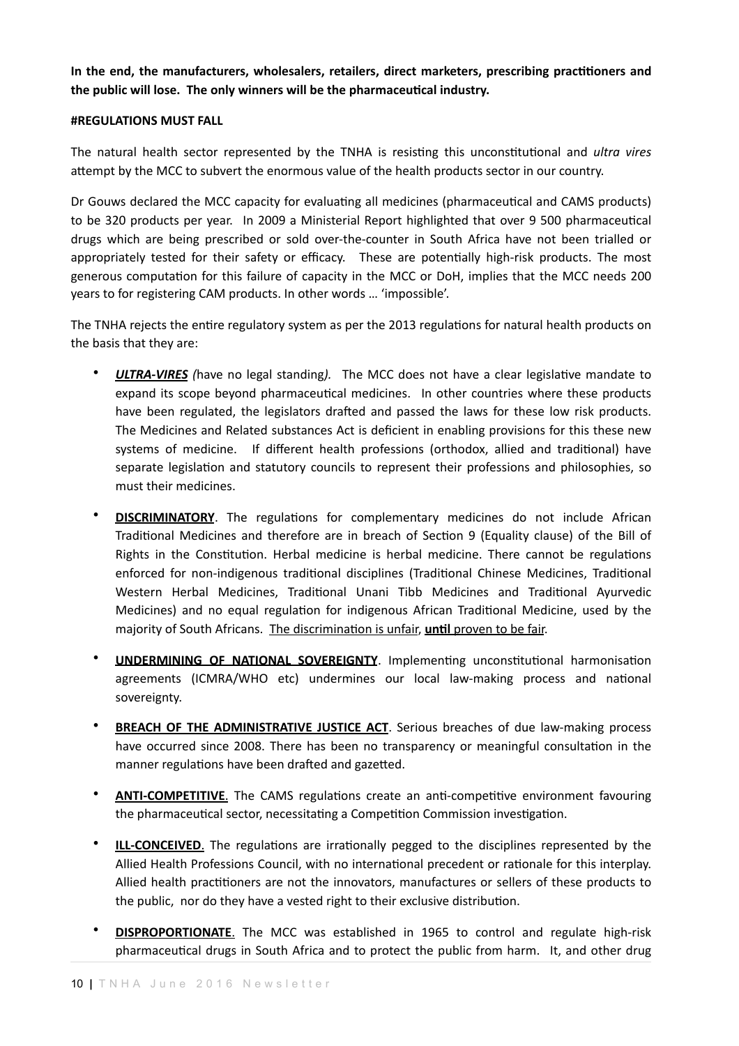**In the end, the manufacturers, wholesalers, retailers, direct marketers, prescribing practitioners and the public will lose. The only winners will be the pharmaceutical industry.**

**#REGULATIONS MUST FALL**

The natural health sector represented by the TNHA is resisting this unconstitutional and *ultra vires* attempt by the MCC to subvert the enormous value of the health products sector in our country.

Dr Gouws declared the MCC capacity for evaluating all medicines (pharmaceutical and CAMS products) to be 320 products per year. In 2009 a Ministerial Report highlighted that over 9 500 pharmaceutical drugs which are being prescribed or sold over-the-counter in South Africa have not been trialled or appropriately tested for their safety or efficacy. These are potentially high-risk products. The most generous computation for this failure of capacity in the MCC or DoH, implies that the MCC needs 200 years to for registering CAM products. In other words … 'impossible'.

The TNHA rejects the entire regulatory system as per the 2013 regulations for natural health products on the basis that they are:

- ***ULTRA-VIRES*** *(*have no legal standing*).* The MCC does not have a clear legislative mandate to expand its scope beyond pharmaceutical medicines. In other countries where these products have been regulated, the legislators drafted and passed the laws for these low risk products. The Medicines and Related substances Act is deficient in enabling provisions for this these new systems of medicine. If different health professions (orthodox, allied and traditional) have separate legislation and statutory councils to represent their professions and philosophies, so must their medicines.

- **DISCRIMINATORY**. The regulations for complementary medicines do not include African Traditional Medicines and therefore are in breach of Section 9 (Equality clause) of the Bill of Rights in the Constitution. Herbal medicine is herbal medicine. There cannot be regulations enforced for non-indigenous traditional disciplines (Traditional Chinese Medicines, Traditional Western Herbal Medicines, Traditional Unani Tibb Medicines and Traditional Ayurvedic Medicines) and no equal regulation for indigenous African Traditional Medicine, used by the majority of South Africans. The discrimination is unfair, **until** proven to be fair.

- **UNDERMINING OF NATIONAL SOVEREIGNTY**. Implementing unconstitutional harmonisation agreements (ICMRA/WHO etc) undermines our local law-making process and national sovereignty.

- **BREACH OF THE ADMINISTRATIVE JUSTICE ACT**. Serious breaches of due law-making process have occurred since 2008. There has been no transparency or meaningful consultation in the manner regulations have been drafted and gazetted.

- **ANTI-COMPETITIVE**. The CAMS regulations create an anti-competitive environment favouring the pharmaceutical sector, necessitating a Competition Commission investigation.

- **ILL-CONCEIVED**. The regulations are irrationally pegged to the disciplines represented by the Allied Health Professions Council, with no international precedent or rationale for this interplay. Allied health practitioners are not the innovators, manufactures or sellers of these products to the public, nor do they have a vested right to their exclusive distribution.

- **DISPROPORTIONATE**. The MCC was established in 1965 to control and regulate high-risk pharmaceutical drugs in South Africa and to protect the public from harm. It, and other drug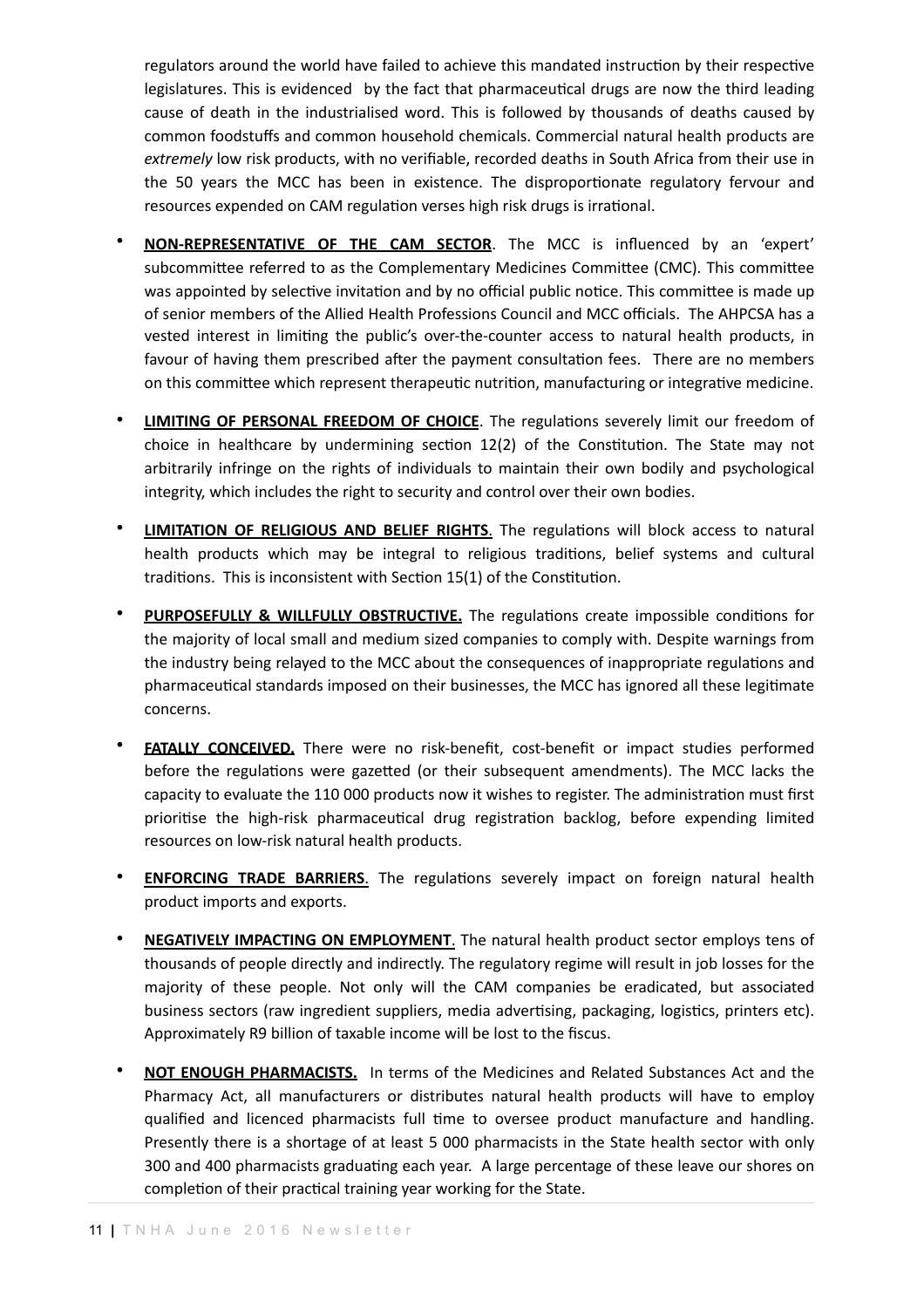regulators around the world have failed to achieve this mandated instruction by their respective legislatures. This is evidenced by the fact that pharmaceutical drugs are now the third leading cause of death in the industrialised word. This is followed by thousands of deaths caused by common foodstuffs and common household chemicals. Commercial natural health products are *extremely* low risk products, with no verifiable, recorded deaths in South Africa from their use in the 50 years the MCC has been in existence. The disproportionate regulatory fervour and resources expended on CAM regulation verses high risk drugs is irrational.

- **NON-REPRESENTATIVE OF THE CAM SECTOR**. The MCC is influenced by an 'expert' subcommittee referred to as the Complementary Medicines Committee (CMC). This committee was appointed by selective invitation and by no official public notice. This committee is made up of senior members of the Allied Health Professions Council and MCC officials. The AHPCSA has a vested interest in limiting the public's over-the-counter access to natural health products, in favour of having them prescribed after the payment consultation fees. There are no members on this committee which represent therapeutic nutrition, manufacturing or integrative medicine.

- **LIMITING OF PERSONAL FREEDOM OF CHOICE**. The regulations severely limit our freedom of choice in healthcare by undermining section 12(2) of the Constitution. The State may not arbitrarily infringe on the rights of individuals to maintain their own bodily and psychological integrity, which includes the right to security and control over their own bodies.

- **LIMITATION OF RELIGIOUS AND BELIEF RIGHTS**. The regulations will block access to natural health products which may be integral to religious traditions, belief systems and cultural traditions. This is inconsistent with Section 15(1) of the Constitution.

- **PURPOSEFULLY & WILLFULLY OBSTRUCTIVE.** The regulations create impossible conditions for the majority of local small and medium sized companies to comply with. Despite warnings from the industry being relayed to the MCC about the consequences of inappropriate regulations and pharmaceutical standards imposed on their businesses, the MCC has ignored all these legitimate concerns.

- **FATALLY CONCEIVED.** There were no risk-benefit, cost-benefit or impact studies performed before the regulations were gazetted (or their subsequent amendments). The MCC lacks the capacity to evaluate the 110 000 products now it wishes to register. The administration must first prioritise the high-risk pharmaceutical drug registration backlog, before expending limited resources on low-risk natural health products.

- **ENFORCING TRADE BARRIERS**. The regulations severely impact on foreign natural health product imports and exports.

- **NEGATIVELY IMPACTING ON EMPLOYMENT**. The natural health product sector employs tens of thousands of people directly and indirectly. The regulatory regime will result in job losses for the majority of these people. Not only will the CAM companies be eradicated, but associated business sectors (raw ingredient suppliers, media advertising, packaging, logistics, printers etc). Approximately R9 billion of taxable income will be lost to the fiscus.

- **NOT ENOUGH PHARMACISTS.** In terms of the Medicines and Related Substances Act and the Pharmacy Act, all manufacturers or distributes natural health products will have to employ qualified and licenced pharmacists full time to oversee product manufacture and handling. Presently there is a shortage of at least 5 000 pharmacists in the State health sector with only 300 and 400 pharmacists graduating each year. A large percentage of these leave our shores on completion of their practical training year working for the State.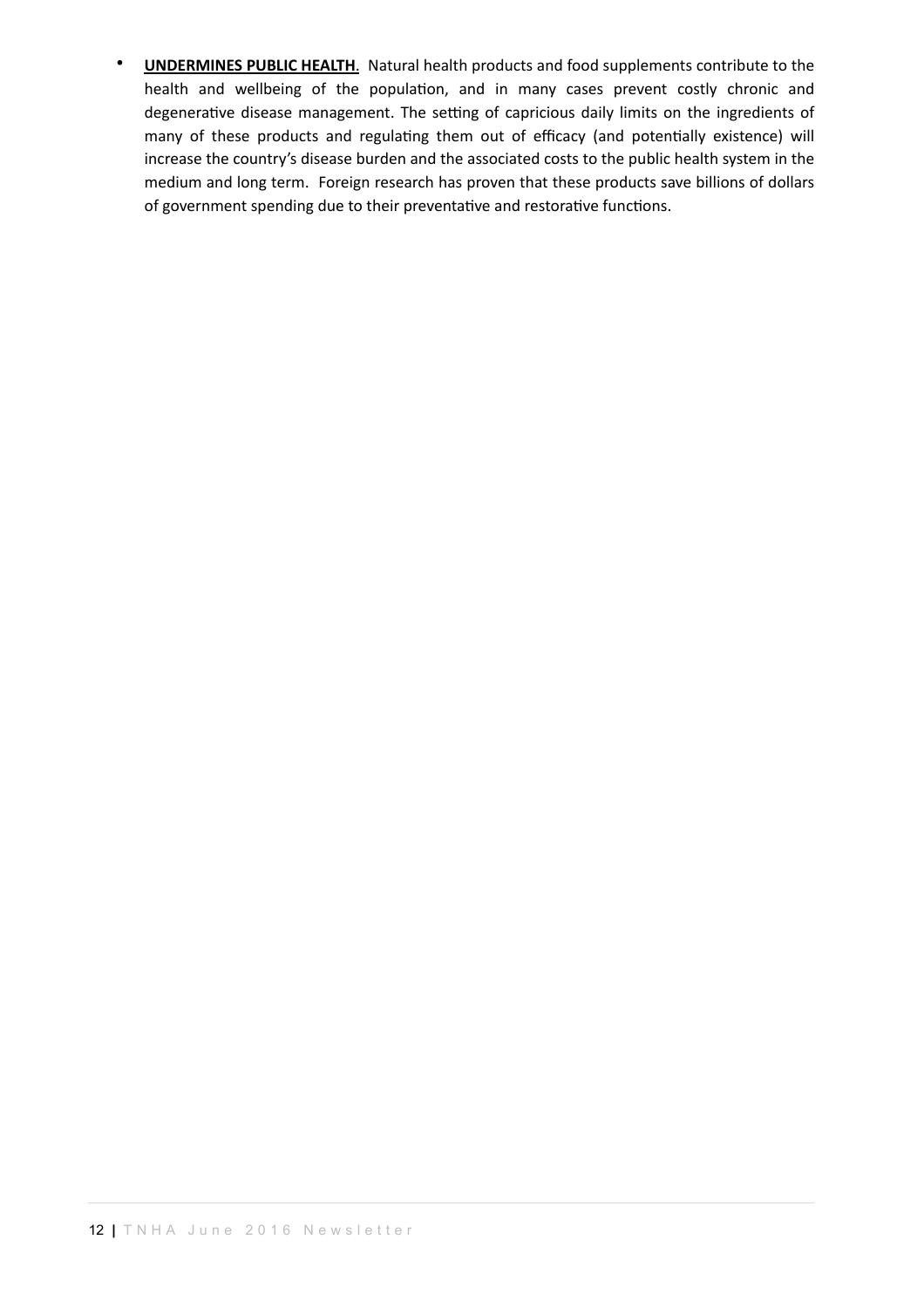- **UNDERMINES PUBLIC HEALTH**. Natural health products and food supplements contribute to the health and wellbeing of the population, and in many cases prevent costly chronic and degenerative disease management. The setting of capricious daily limits on the ingredients of many of these products and regulating them out of efficacy (and potentially existence) will increase the country's disease burden and the associated costs to the public health system in the medium and long term. Foreign research has proven that these products save billions of dollars of government spending due to their preventative and restorative functions.